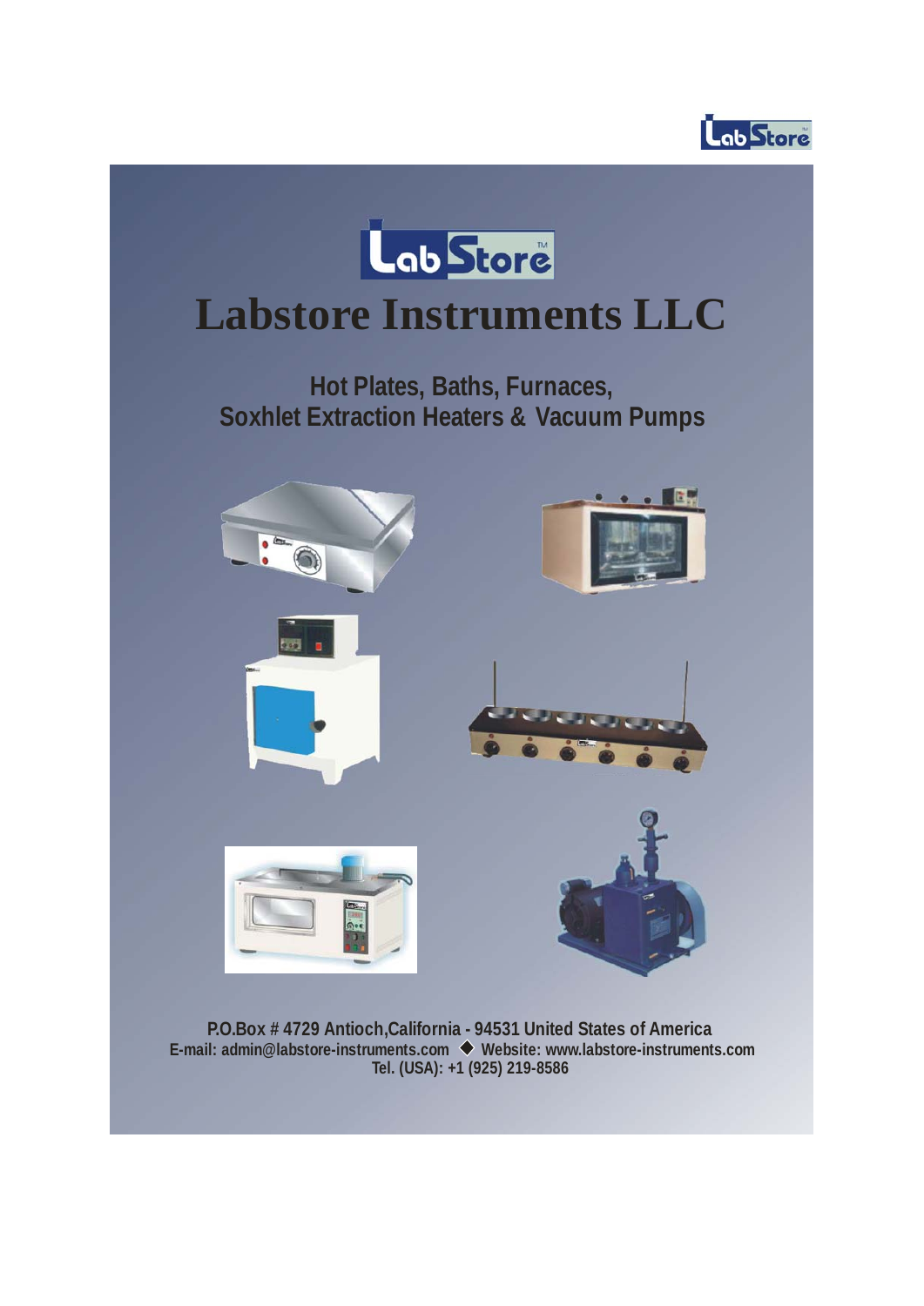# Labstore Instruments LLC

## Hot Plates, Baths, Furnaces, Soxhlet Extraction Heaters & Vacuum Pumps

P.O.Box # 4729 Antioch,California - 94531 United States of America
E-mail: admin@labstore-instruments.com ◆ Website: www.labstore-instruments.com
Tel. (USA): +1 (925) 219-8586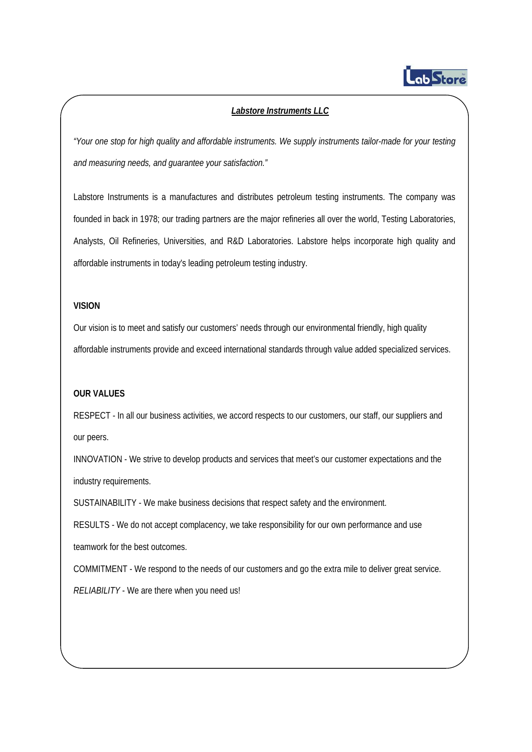**_Labstore Instruments LLC_**

*"Your one stop for high quality and affordable instruments. We supply instruments tailor-made for your testing and measuring needs, and guarantee your satisfaction."*

Labstore Instruments is a manufactures and distributes petroleum testing instruments. The company was founded in back in 1978; our trading partners are the major refineries all over the world, Testing Laboratories, Analysts, Oil Refineries, Universities, and R&D Laboratories. Labstore helps incorporate high quality and affordable instruments in today's leading petroleum testing industry.

**VISION**

Our vision is to meet and satisfy our customers' needs through our environmental friendly, high quality affordable instruments provide and exceed international standards through value added specialized services.

**OUR VALUES**

RESPECT - In all our business activities, we accord respects to our customers, our staff, our suppliers and our peers.

INNOVATION - We strive to develop products and services that meet's our customer expectations and the industry requirements.

SUSTAINABILITY - We make business decisions that respect safety and the environment.

RESULTS - We do not accept complacency, we take responsibility for our own performance and use teamwork for the best outcomes.

COMMITMENT - We respond to the needs of our customers and go the extra mile to deliver great service.

*RELIABILITY* - We are there when you need us!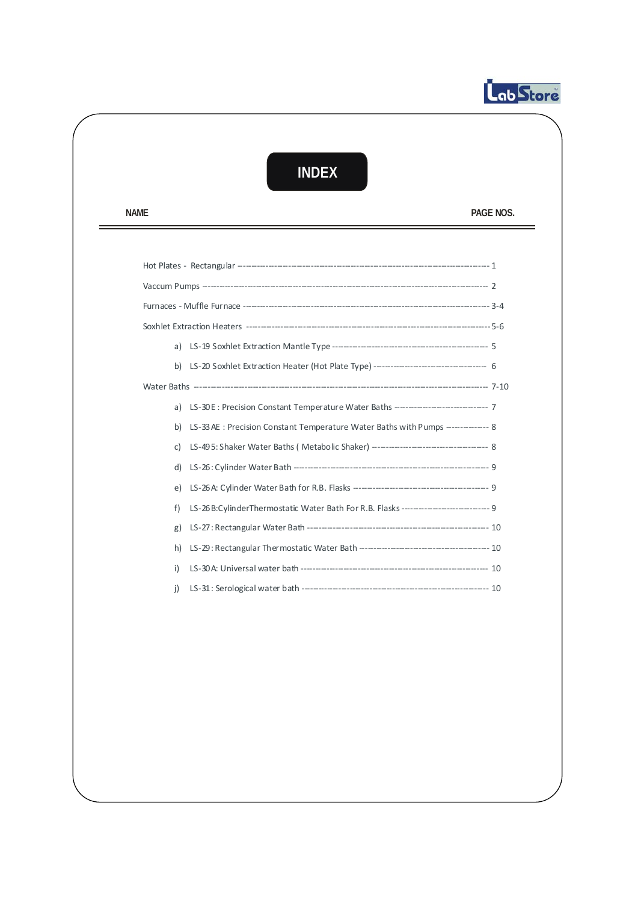# INDEX

| NAME | PAGE NOS. |
|---|---|
| Hot Plates - Rectangular | 1 |
| Vaccum Pumps | 2 |
| Furnaces - Muffle Furnace | 3-4 |
| Soxhlet Extraction Heaters | 5-6 |
| a) LS-19 Soxhlet Extraction Mantle Type | 5 |
| b) LS-20 Soxhlet Extraction Heater (Hot Plate Type) | 6 |
| Water Baths | 7-10 |
| a) LS-30E : Precision Constant Temperature Water Baths | 7 |
| b) LS-33AE : Precision Constant Temperature Water Baths with Pumps | 8 |
| c) LS-495: Shaker Water Baths ( Metabolic Shaker) | 8 |
| d) LS-26: Cylinder Water Bath | 9 |
| e) LS-26A: Cylinder Water Bath for R.B. Flasks | 9 |
| f) LS-26B:CylinderThermostatic Water Bath For R.B. Flasks | 9 |
| g) LS-27: Rectangular Water Bath | 10 |
| h) LS-29: Rectangular Thermostatic Water Bath | 10 |
| i) LS-30A: Universal water bath | 10 |
| j) LS-31: Serological water bath | 10 |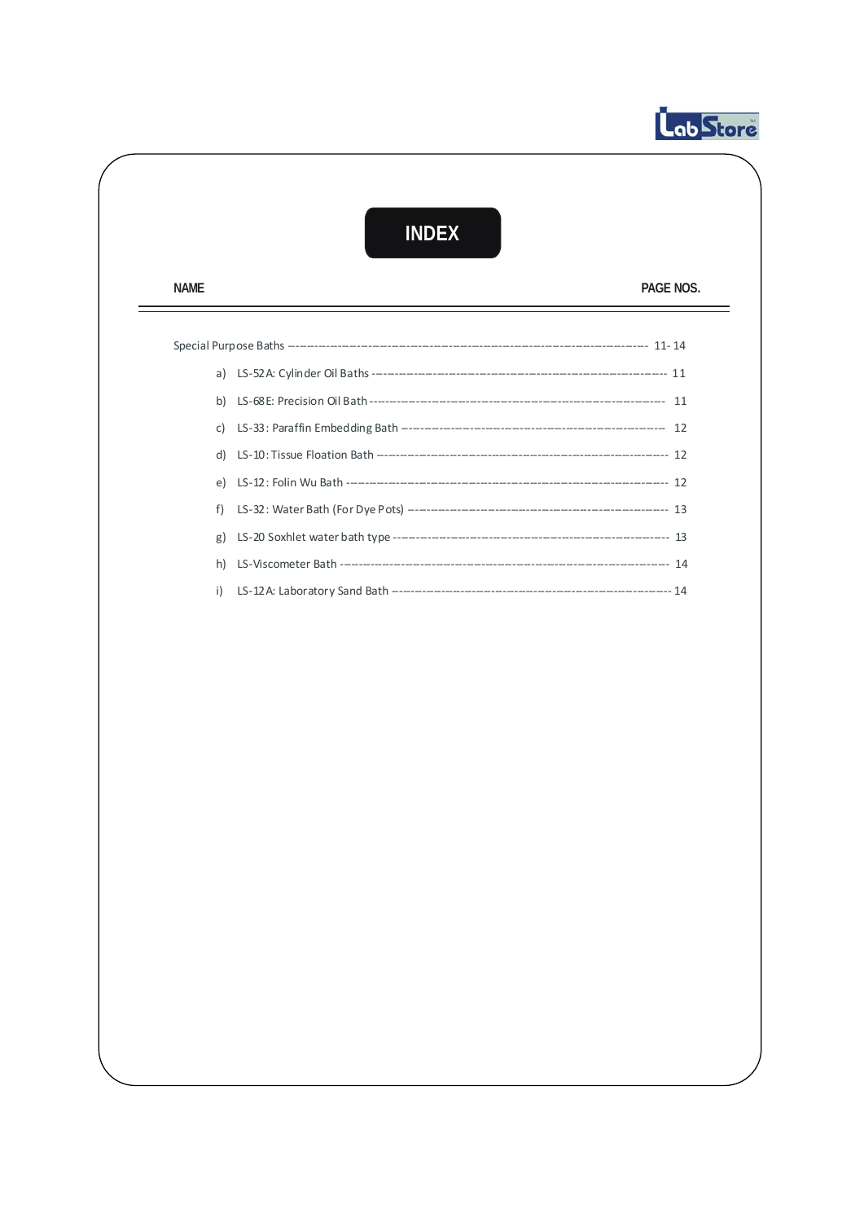# INDEX

| NAME | PAGE NOS. |
| --- | --- |
| Special Purpose Baths | 11- 14 |
| a) LS-52A: Cylinder Oil Baths | 11 |
| b) LS-68E: Precision Oil Bath | 11 |
| c) LS-33: Paraffin Embedding Bath | 12 |
| d) LS-10: Tissue Floation Bath | 12 |
| e) LS-12: Folin Wu Bath | 12 |
| f) LS-32: Water Bath (For Dye Pots) | 13 |
| g) LS-20 Soxhlet water bath type | 13 |
| h) LS-Viscometer Bath | 14 |
| i) LS-12A: Laboratory Sand Bath | 14 |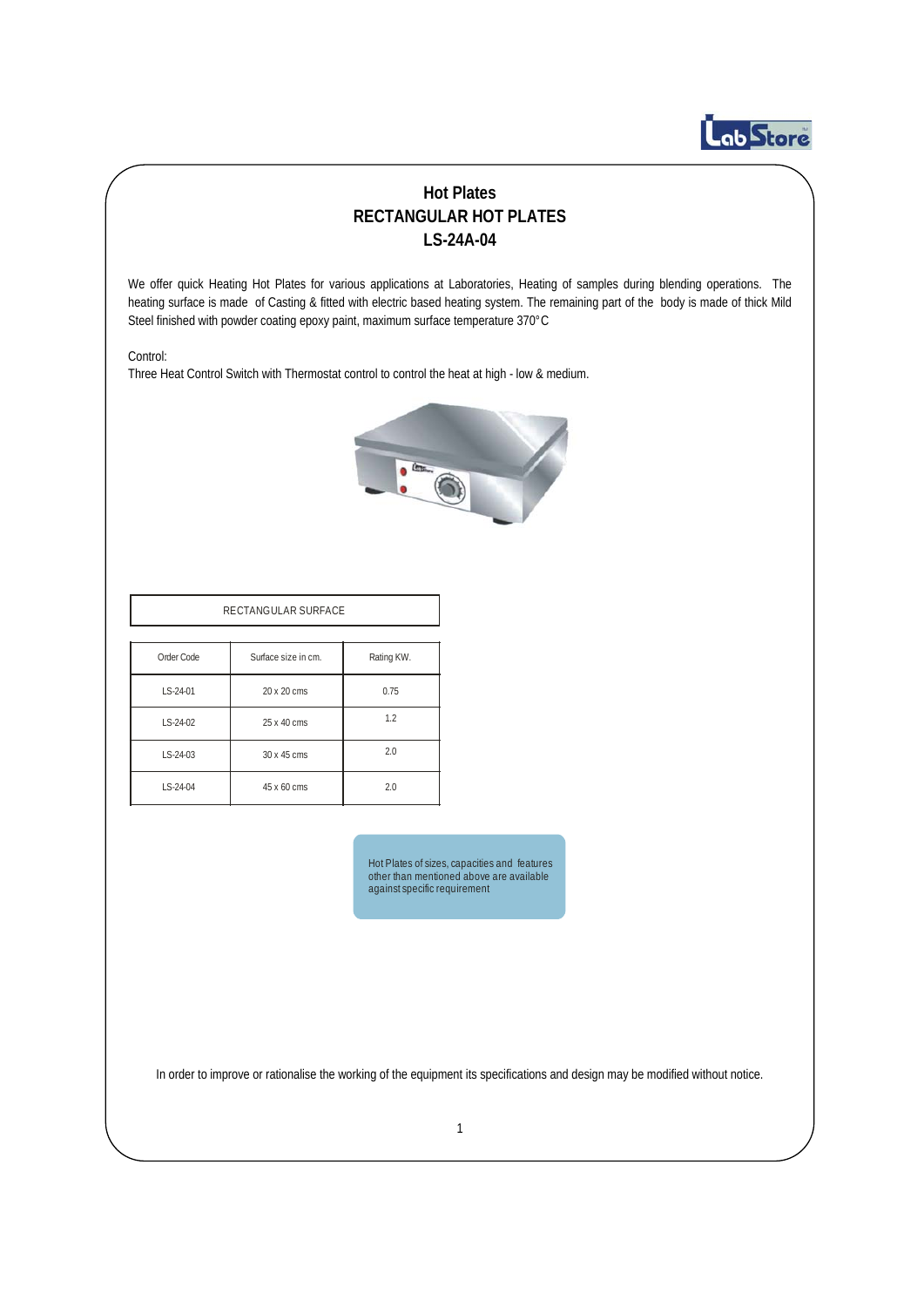# Hot Plates
## RECTANGULAR HOT PLATES
## LS-24A-04

We offer quick Heating Hot Plates for various applications at Laboratories, Heating of samples during blending operations. The heating surface is made of Casting & fitted with electric based heating system. The remaining part of the body is made of thick Mild Steel finished with powder coating epoxy paint, maximum surface temperature 370°C

Control:
Three Heat Control Switch with Thermostat control to control the heat at high - low & medium.

| RECTANGULAR SURFACE | | |
|---|---|---|
| Order Code | Surface size in cm. | Rating KW. |
| LS-24-01 | 20 x 20 cms | 0.75 |
| LS-24-02 | 25 x 40 cms | 1.2 |
| LS-24-03 | 30 x 45 cms | 2.0 |
| LS-24-04 | 45 x 60 cms | 2.0 |

Hot Plates of sizes, capacities and features other than mentioned above are available against specific requirement

In order to improve or rationalise the working of the equipment its specifications and design may be modified without notice.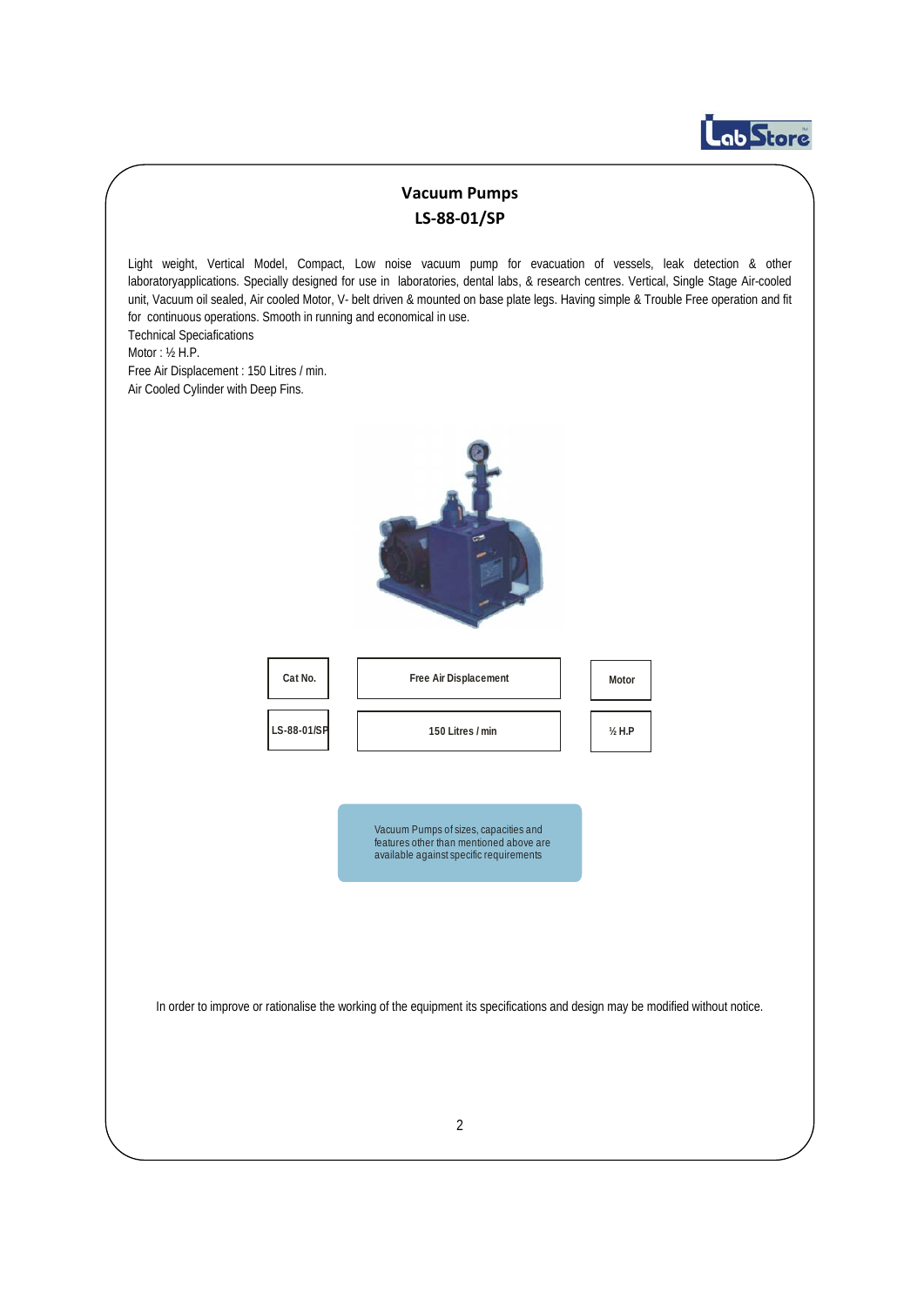# Vacuum Pumps

## LS-88-01/SP

Light weight, Vertical Model, Compact, Low noise vacuum pump for evacuation of vessels, leak detection & other laboratoryapplications. Specially designed for use in laboratories, dental labs, & research centres. Vertical, Single Stage Air-cooled unit, Vacuum oil sealed, Air cooled Motor, V- belt driven & mounted on base plate legs. Having simple & Trouble Free operation and fit for continuous operations. Smooth in running and economical in use.

Technical Speciafications

Motor : ½ H.P.

Free Air Displacement : 150 Litres / min.

Air Cooled Cylinder with Deep Fins.

| Cat No. | Free Air Displacement | Motor |
|---|---|---|
| LS-88-01/SP | 150 Litres / min | ½ H.P |

Vacuum Pumps of sizes, capacities and features other than mentioned above are available against specific requirements

In order to improve or rationalise the working of the equipment its specifications and design may be modified without notice.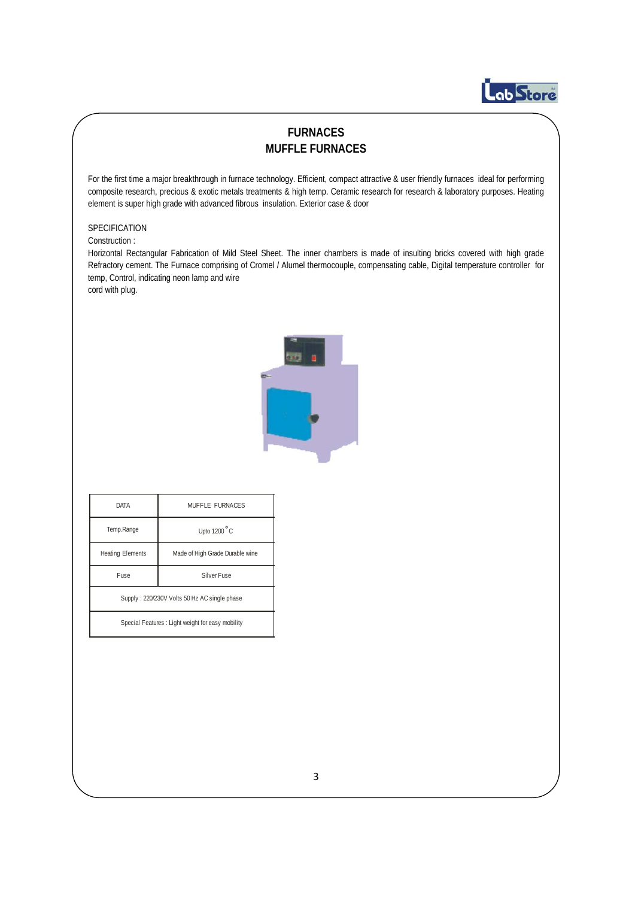# FURNACES
## MUFFLE FURNACES

For the first time a major breakthrough in furnace technology. Efficient, compact attractive & user friendly furnaces ideal for performing composite research, precious & exotic metals treatments & high temp. Ceramic research for research & laboratory purposes. Heating element is super high grade with advanced fibrous insulation. Exterior case & door

SPECIFICATION

Construction :

Horizontal Rectangular Fabrication of Mild Steel Sheet. The inner chambers is made of insulting bricks covered with high grade Refractory cement. The Furnace comprising of Cromel / Alumel thermocouple, compensating cable, Digital temperature controller for temp, Control, indicating neon lamp and wire cord with plug.

| DATA | MUFFLE FURNACES |
|---|---|
| Temp.Range | Upto 1200 °C |
| Heating Elements | Made of High Grade Durable wine |
| Fuse | Silver Fuse |
| Supply : 220/230V Volts 50 Hz AC single phase | |
| Special Features : Light weight for easy mobility | |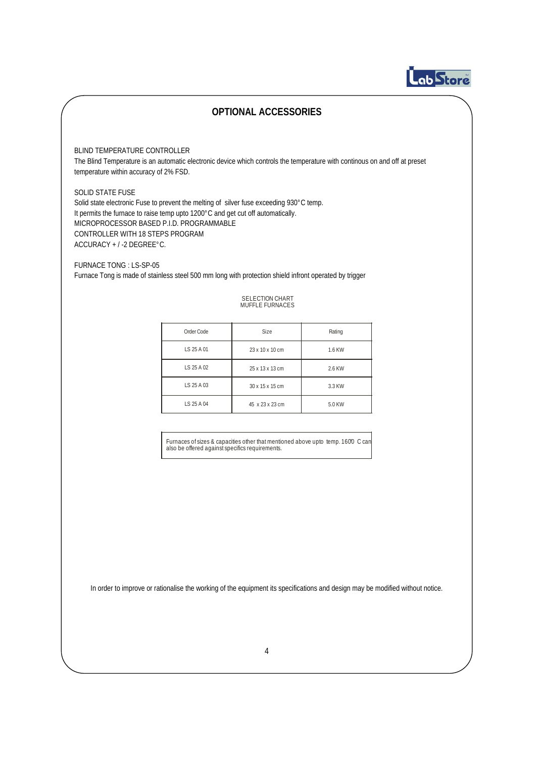## OPTIONAL ACCESSORIES

BLIND TEMPERATURE CONTROLLER

The Blind Temperature is an automatic electronic device which controls the temperature with continous on and off at preset temperature within accuracy of 2% FSD.

SOLID STATE FUSE

Solid state electronic Fuse to prevent the melting of silver fuse exceeding 930°C temp.
It permits the furnace to raise temp upto 1200°C and get cut off automatically.
MICROPROCESSOR BASED P.I.D. PROGRAMMABLE
CONTROLLER WITH 18 STEPS PROGRAM
ACCURACY + / -2 DEGREE°C.

FURNACE TONG : LS-SP-05

Furnace Tong is made of stainless steel 500 mm long with protection shield infront operated by trigger

SELECTION CHART
MUFFLE FURNACES

| Order Code | Size | Rating |
|---|---|---|
| LS 25 A 01 | 23 x 10 x 10 cm | 1.6 KW |
| LS 25 A 02 | 25 x 13 x 13 cm | 2.6 KW |
| LS 25 A 03 | 30 x 15 x 15 cm | 3.3 KW |
| LS 25 A 04 | 45 x 23 x 23 cm | 5.0 KW |

Furnaces of sizes & capacities other that mentioned above upto temp. 1600 C can also be offered against specifics requirements.

In order to improve or rationalise the working of the equipment its specifications and design may be modified without notice.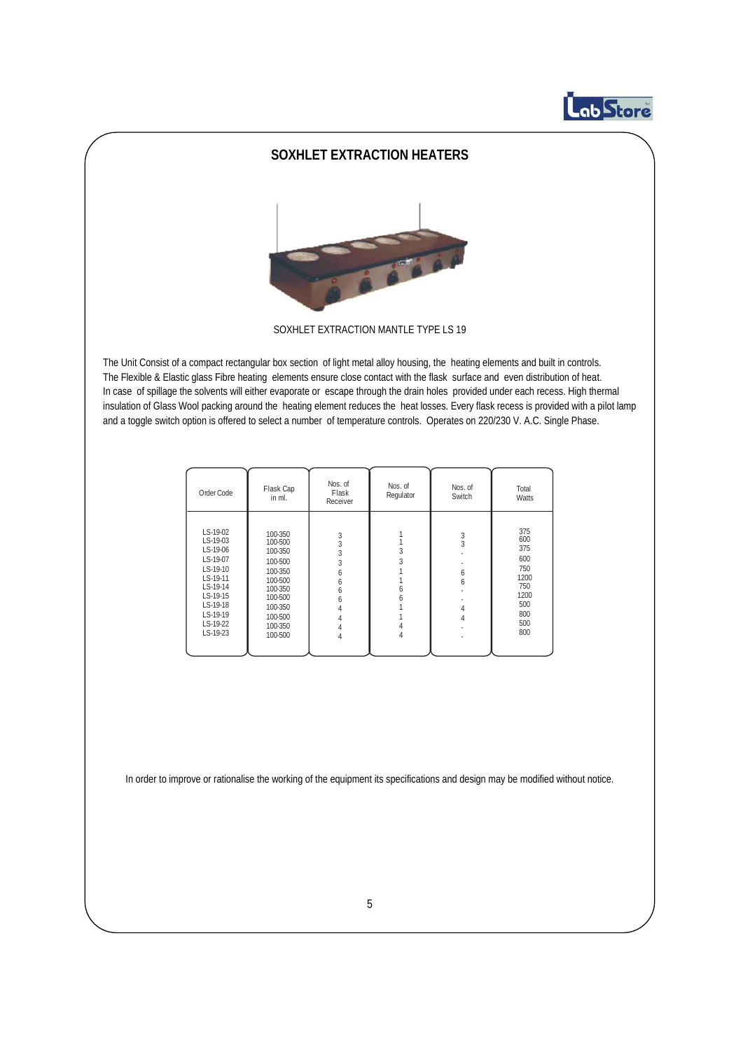## SOXHLET EXTRACTION HEATERS

SOXHLET EXTRACTION MANTLE TYPE LS 19

The Unit Consist of a compact rectangular box section of light metal alloy housing, the heating elements and built in controls. The Flexible & Elastic glass Fibre heating elements ensure close contact with the flask surface and even distribution of heat. In case of spillage the solvents will either evaporate or escape through the drain holes provided under each recess. High thermal insulation of Glass Wool packing around the heating element reduces the heat losses. Every flask recess is provided with a pilot lamp and a toggle switch option is offered to select a number of temperature controls. Operates on 220/230 V. A.C. Single Phase.

| Order Code | Flask Cap in ml. | Nos. of Flask Receiver | Nos. of Regulator | Nos. of Switch | Total Watts |
|---|---|---|---|---|---|
| LS-19-02 | 100-350 | 3 | 1 | 3 | 375 |
| LS-19-03 | 100-500 | 3 | 1 | 3 | 600 |
| LS-19-06 | 100-350 | 3 | 3 | - | 375 |
| LS-19-07 | 100-500 | 3 | 3 | - | 600 |
| LS-19-10 | 100-350 | 6 | 1 | 6 | 750 |
| LS-19-11 | 100-500 | 6 | 1 | 6 | 1200 |
| LS-19-14 | 100-350 | 6 | 6 | - | 750 |
| LS-19-15 | 100-500 | 6 | 6 | - | 1200 |
| LS-19-18 | 100-350 | 4 | 1 | 4 | 500 |
| LS-19-19 | 100-500 | 4 | 1 | 4 | 800 |
| LS-19-22 | 100-350 | 4 | 4 | - | 500 |
| LS-19-23 | 100-500 | 4 | 4 | - | 800 |

In order to improve or rationalise the working of the equipment its specifications and design may be modified without notice.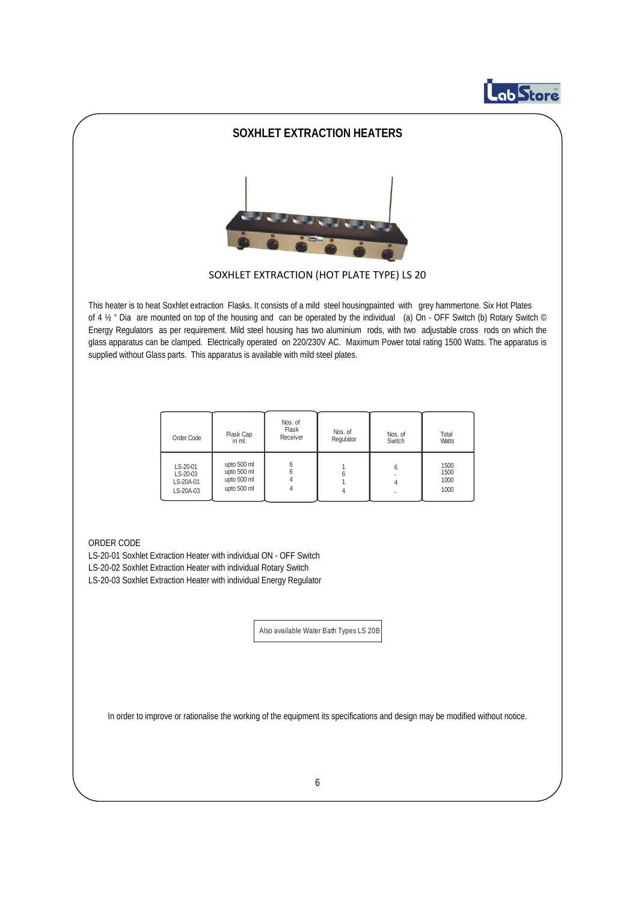## SOXHLET EXTRACTION HEATERS

SOXHLET EXTRACTION (HOT PLATE TYPE) LS 20

This heater is to heat Soxhlet extraction Flasks. It consists of a mild steel housingpainted with grey hammertone. Six Hot Plates of 4 ½ " Dia are mounted on top of the housing and can be operated by the individual (a) On - OFF Switch (b) Rotary Switch © Energy Regulators as per requirement. Mild steel housing has two aluminium rods, with two adjustable cross rods on which the glass apparatus can be clamped. Electrically operated on 220/230V AC. Maximum Power total rating 1500 Watts. The apparatus is supplied without Glass parts. This apparatus is available with mild steel plates.

| Order Code | Flask Cap in ml. | Nos. of Flask Receiver | Nos. of Regulator | Nos. of Switch | Total Watts |
|---|---|---|---|---|---|
| LS-20-01 | upto 500 ml | 6 | 1 | 6 | 1500 |
| LS-20-03 | upto 500 ml | 6 | 6 | - | 1500 |
| LS-20A-01 | upto 500 ml | 4 | 1 | 4 | 1000 |
| LS-20A-03 | upto 500 ml | 4 | 4 | - | 1000 |

ORDER CODE

LS-20-01 Soxhlet Extraction Heater with individual ON - OFF Switch

LS-20-02 Soxhlet Extraction Heater with individual Rotary Switch

LS-20-03 Soxhlet Extraction Heater with individual Energy Regulator

Also available Water Bath Types LS 20B

In order to improve or rationalise the working of the equipment its specifications and design may be modified without notice.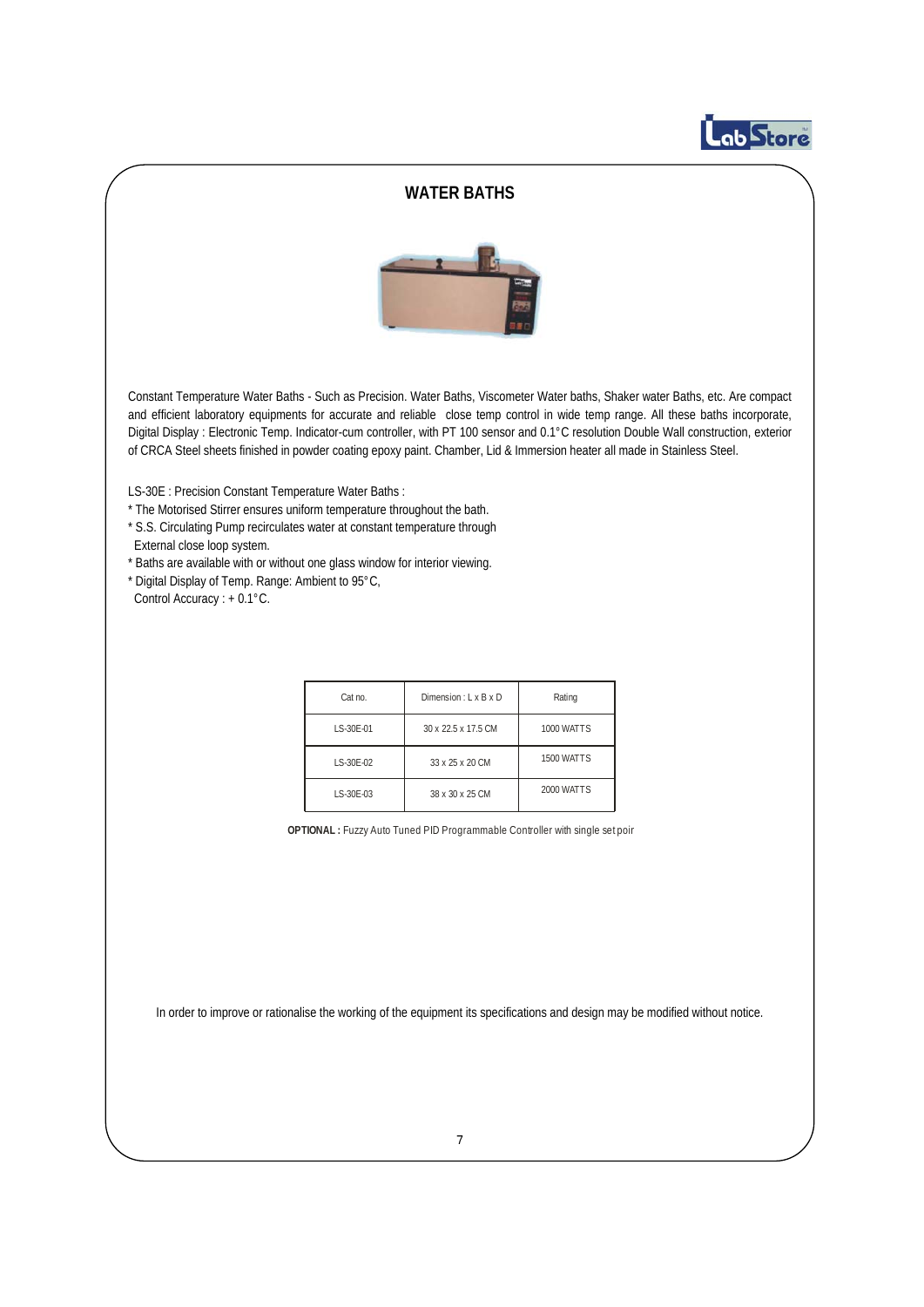# WATER BATHS

Constant Temperature Water Baths - Such as Precision. Water Baths, Viscometer Water baths, Shaker water Baths, etc. Are compact and efficient laboratory equipments for accurate and reliable close temp control in wide temp range. All these baths incorporate, Digital Display : Electronic Temp. Indicator-cum controller, with PT 100 sensor and 0.1°C resolution Double Wall construction, exterior of CRCA Steel sheets finished in powder coating epoxy paint. Chamber, Lid & Immersion heater all made in Stainless Steel.

LS-30E : Precision Constant Temperature Water Baths :

* The Motorised Stirrer ensures uniform temperature throughout the bath.
* S.S. Circulating Pump recirculates water at constant temperature through External close loop system.
* Baths are available with or without one glass window for interior viewing.
* Digital Display of Temp. Range: Ambient to 95°C, Control Accuracy : + 0.1°C.

| Cat no. | Dimension : L x B x D | Rating |
|---|---|---|
| LS-30E-01 | 30 x 22.5 x 17.5 CM | 1000 WATTS |
| LS-30E-02 | 33 x 25 x 20 CM | 1500 WATTS |
| LS-30E-03 | 38 x 30 x 25 CM | 2000 WATTS |

**OPTIONAL :** Fuzzy Auto Tuned PID Programmable Controller with single set poir

In order to improve or rationalise the working of the equipment its specifications and design may be modified without notice.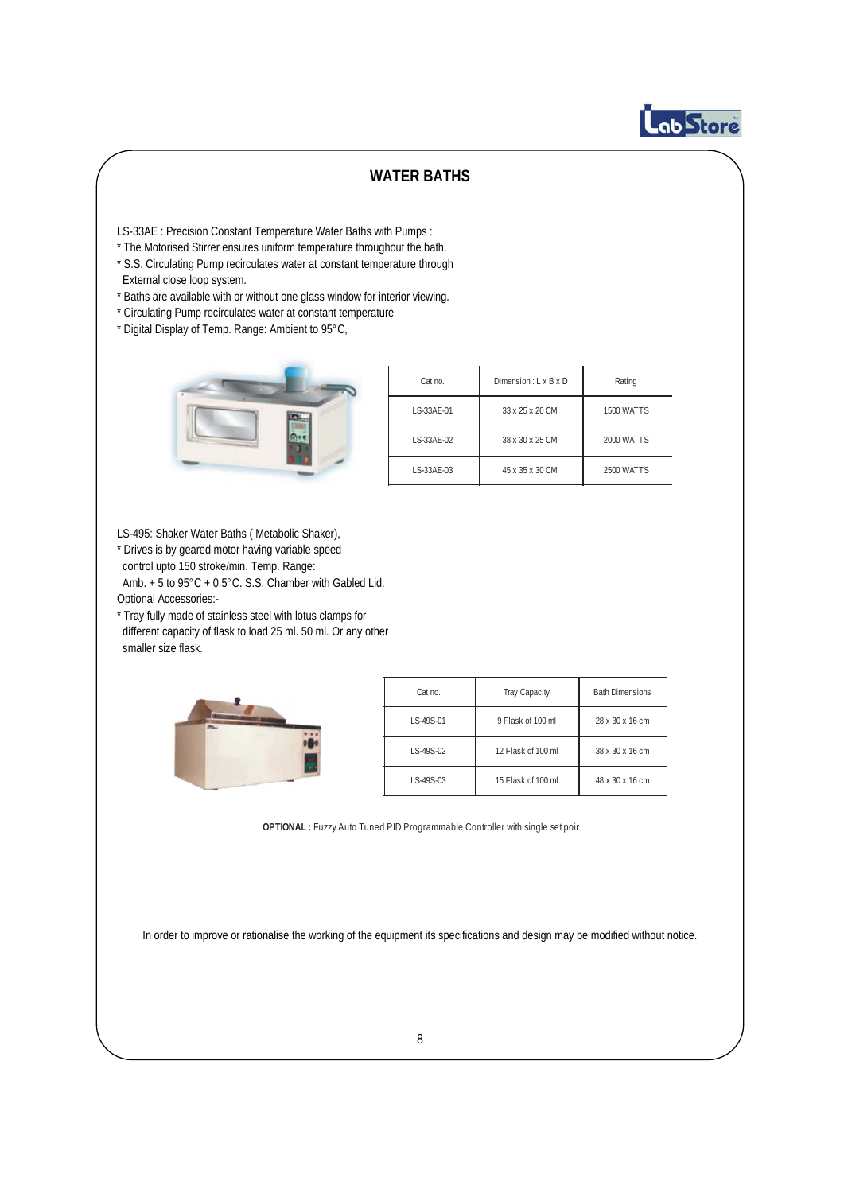## WATER BATHS

LS-33AE : Precision Constant Temperature Water Baths with Pumps :

* The Motorised Stirrer ensures uniform temperature throughout the bath.
* S.S. Circulating Pump recirculates water at constant temperature through External close loop system.
* Baths are available with or without one glass window for interior viewing.
* Circulating Pump recirculates water at constant temperature
* Digital Display of Temp. Range: Ambient to 95°C,

| Cat no. | Dimension : L x B x D | Rating |
|---|---|---|
| LS-33AE-01 | 33 x 25 x 20 CM | 1500 WATTS |
| LS-33AE-02 | 38 x 30 x 25 CM | 2000 WATTS |
| LS-33AE-03 | 45 x 35 x 30 CM | 2500 WATTS |

LS-495: Shaker Water Baths ( Metabolic Shaker),

* Drives is by geared motor having variable speed control upto 150 stroke/min. Temp. Range: Amb. + 5 to 95°C + 0.5°C. S.S. Chamber with Gabled Lid.

Optional Accessories:-

* Tray fully made of stainless steel with lotus clamps for different capacity of flask to load 25 ml. 50 ml. Or any other smaller size flask.

| Cat no. | Tray Capacity | Bath Dimensions |
|---|---|---|
| LS-49S-01 | 9 Flask of 100 ml | 28 x 30 x 16 cm |
| LS-49S-02 | 12 Flask of 100 ml | 38 x 30 x 16 cm |
| LS-49S-03 | 15 Flask of 100 ml | 48 x 30 x 16 cm |

**OPTIONAL :** Fuzzy Auto Tuned PID Programmable Controller with single set poir

In order to improve or rationalise the working of the equipment its specifications and design may be modified without notice.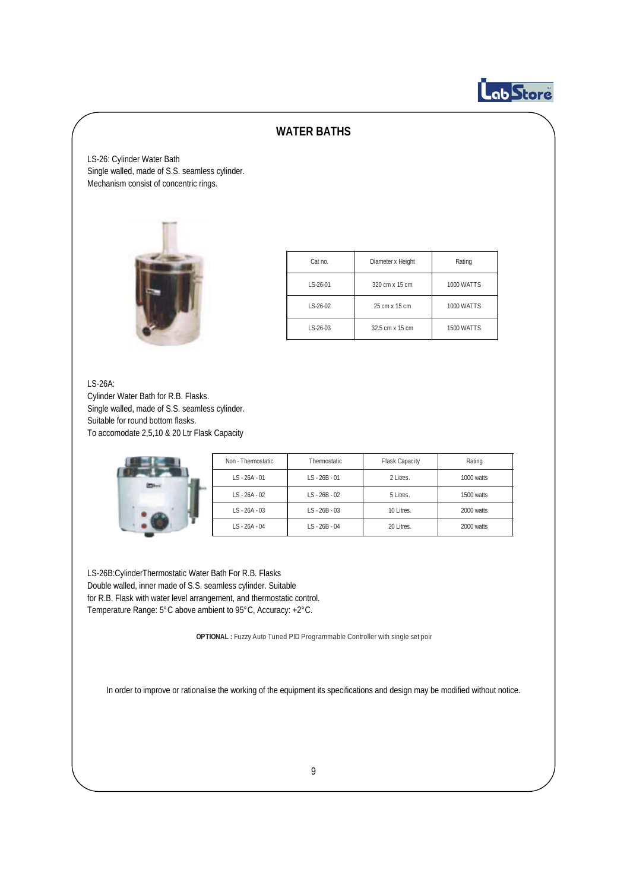# WATER BATHS

LS-26: Cylinder Water Bath
Single walled, made of S.S. seamless cylinder.
Mechanism consist of concentric rings.

| Cat no. | Diameter x Height | Rating |
|---|---|---|
| LS-26-01 | 320 cm x 15 cm | 1000 WATTS |
| LS-26-02 | 25 cm x 15 cm | 1000 WATTS |
| LS-26-03 | 32.5 cm x 15 cm | 1500 WATTS |

LS-26A:
Cylinder Water Bath for R.B. Flasks.
Single walled, made of S.S. seamless cylinder.
Suitable for round bottom flasks.
To accomodate 2,5,10 & 20 Ltr Flask Capacity

| Non - Thermostatic | Thermostatic | Flask Capacity | Rating |
|---|---|---|---|
| LS - 26A - 01 | LS - 26B - 01 | 2 Litres. | 1000 watts |
| LS - 26A - 02 | LS - 26B - 02 | 5 Litres. | 1500 watts |
| LS - 26A - 03 | LS - 26B - 03 | 10 Litres. | 2000 watts |
| LS - 26A - 04 | LS - 26B - 04 | 20 Litres. | 2000 watts |

LS-26B:CylinderThermostatic Water Bath For R.B. Flasks
Double walled, inner made of S.S. seamless cylinder. Suitable
for R.B. Flask with water level arrangement, and thermostatic control.
Temperature Range: 5°C above ambient to 95°C, Accuracy: +2°C.

**OPTIONAL :** Fuzzy Auto Tuned PID Programmable Controller with single set poir

In order to improve or rationalise the working of the equipment its specifications and design may be modified without notice.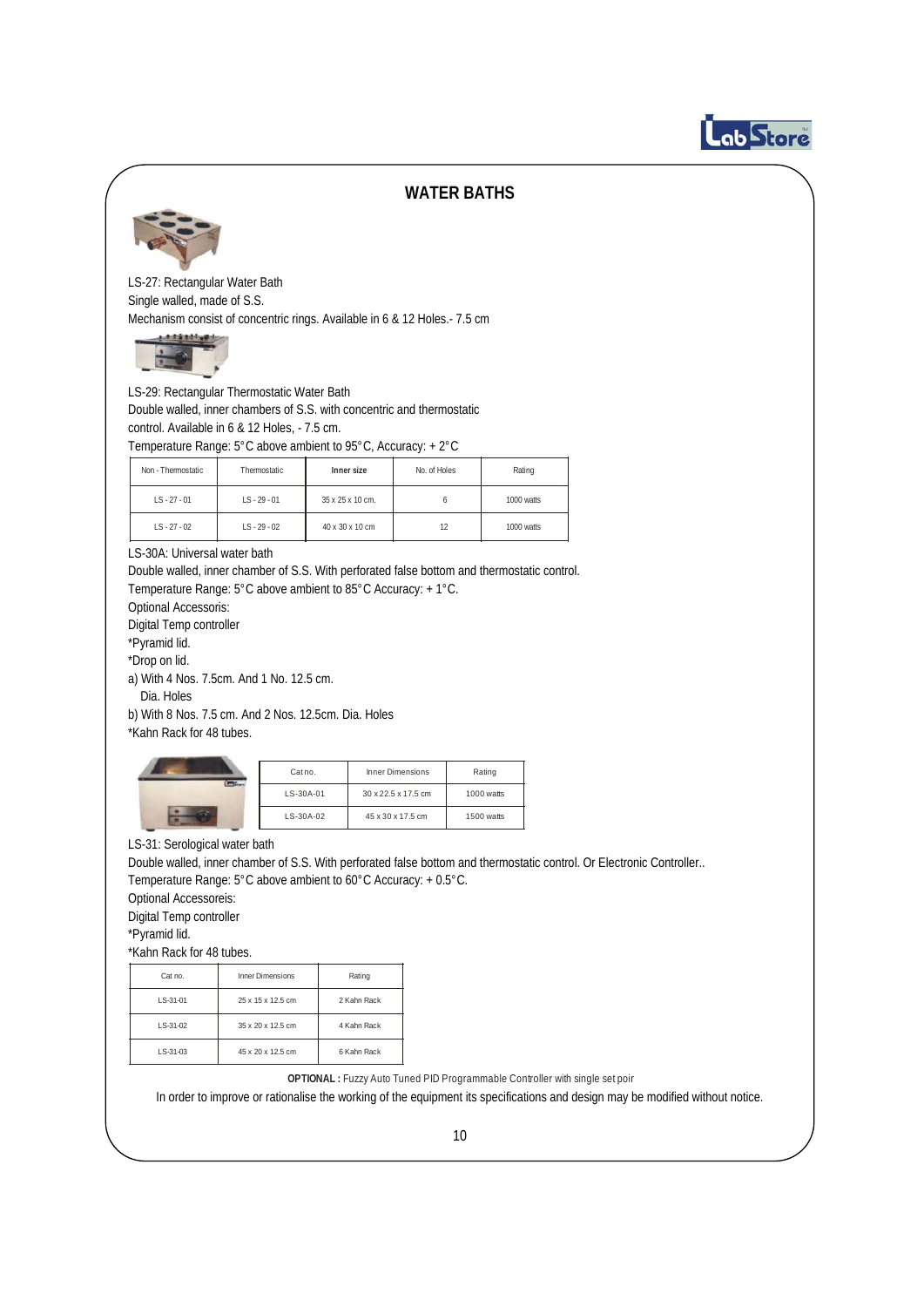# WATER BATHS

LS-27: Rectangular Water Bath

Single walled, made of S.S.

Mechanism consist of concentric rings. Available in 6 & 12 Holes.- 7.5 cm

LS-29: Rectangular Thermostatic Water Bath

Double walled, inner chambers of S.S. with concentric and thermostatic control. Available in 6 & 12 Holes, - 7.5 cm.

Temperature Range: 5°C above ambient to 95°C, Accuracy: + 2°C

| Non - Thermostatic | Thermostatic | Inner size | No. of Holes | Rating |
|---|---|---|---|---|
| LS - 27 - 01 | LS - 29 - 01 | 35 x 25 x 10 cm. | 6 | 1000 watts |
| LS - 27 - 02 | LS - 29 - 02 | 40 x 30 x 10 cm | 12 | 1000 watts |

LS-30A: Universal water bath

Double walled, inner chamber of S.S. With perforated false bottom and thermostatic control.

Temperature Range: 5°C above ambient to 85°C Accuracy: + 1°C.

Optional Accessoris:

Digital Temp controller

*Pyramid lid.

*Drop on lid.

a) With 4 Nos. 7.5cm. And 1 No. 12.5 cm. Dia. Holes

b) With 8 Nos. 7.5 cm. And 2 Nos. 12.5cm. Dia. Holes

*Kahn Rack for 48 tubes.

| Cat no. | Inner Dimensions | Rating |
|---|---|---|
| LS-30A-01 | 30 x 22.5 x 17.5 cm | 1000 watts |
| LS-30A-02 | 45 x 30 x 17.5 cm | 1500 watts |

LS-31: Serological water bath

Double walled, inner chamber of S.S. With perforated false bottom and thermostatic control. Or Electronic Controller..

Temperature Range: 5°C above ambient to 60°C Accuracy: + 0.5°C.

Optional Accessoreis:

Digital Temp controller

*Pyramid lid.

*Kahn Rack for 48 tubes.

| Cat no. | Inner Dimensions | Rating |
|---|---|---|
| LS-31-01 | 25 x 15 x 12.5 cm | 2 Kahn Rack |
| LS-31-02 | 35 x 20 x 12.5 cm | 4 Kahn Rack |
| LS-31-03 | 45 x 20 x 12.5 cm | 6 Kahn Rack |

**OPTIONAL :** Fuzzy Auto Tuned PID Programmable Controller with single set poir

In order to improve or rationalise the working of the equipment its specifications and design may be modified without notice.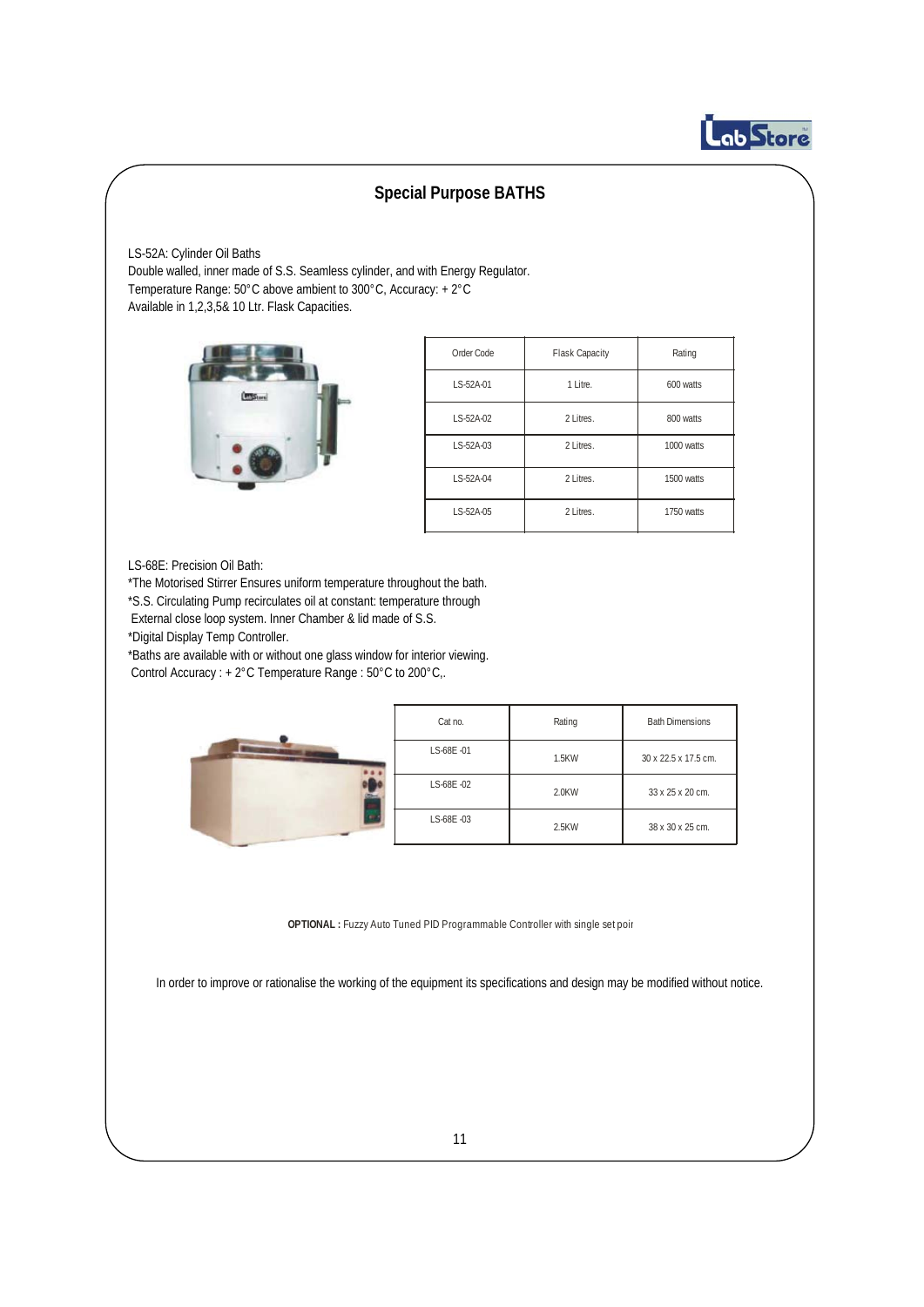## Special Purpose BATHS

LS-52A: Cylinder Oil Baths
Double walled, inner made of S.S. Seamless cylinder, and with Energy Regulator.
Temperature Range: 50°C above ambient to 300°C, Accuracy: + 2°C
Available in 1,2,3,5& 10 Ltr. Flask Capacities.

| Order Code | Flask Capacity | Rating |
|---|---|---|
| LS-52A-01 | 1 Litre. | 600 watts |
| LS-52A-02 | 2 Litres. | 800 watts |
| LS-52A-03 | 2 Litres. | 1000 watts |
| LS-52A-04 | 2 Litres. | 1500 watts |
| LS-52A-05 | 2 Litres. | 1750 watts |

LS-68E: Precision Oil Bath:
*The Motorised Stirrer Ensures uniform temperature throughout the bath.
*S.S. Circulating Pump recirculates oil at constant: temperature through External close loop system. Inner Chamber & lid made of S.S.
*Digital Display Temp Controller.
*Baths are available with or without one glass window for interior viewing.
Control Accuracy : + 2°C Temperature Range : 50°C to 200°C,.

| Cat no. | Rating | Bath Dimensions |
|---|---|---|
| LS-68E -01 | 1.5KW | 30 x 22.5 x 17.5 cm. |
| LS-68E -02 | 2.0KW | 33 x 25 x 20 cm. |
| LS-68E -03 | 2.5KW | 38 x 30 x 25 cm. |

**OPTIONAL :** Fuzzy Auto Tuned PID Programmable Controller with single set poir

In order to improve or rationalise the working of the equipment its specifications and design may be modified without notice.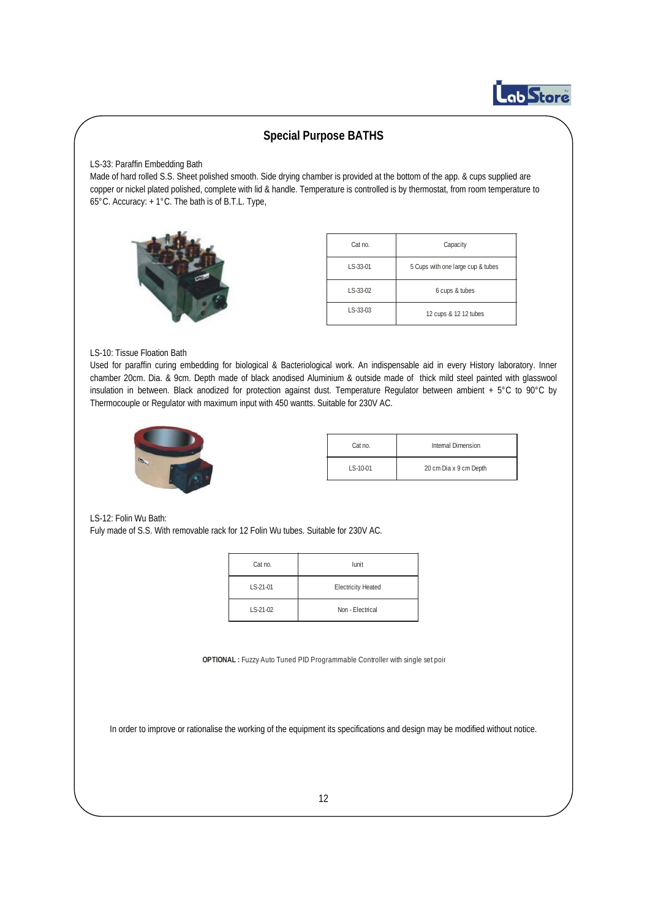## Special Purpose BATHS

LS-33: Paraffin Embedding Bath

Made of hard rolled S.S. Sheet polished smooth. Side drying chamber is provided at the bottom of the app. & cups supplied are copper or nickel plated polished, complete with lid & handle. Temperature is controlled is by thermostat, from room temperature to 65°C. Accuracy: + 1°C. The bath is of B.T.L. Type,

| Cat no. | Capacity |
|---|---|
| LS-33-01 | 5 Cups with one large cup & tubes |
| LS-33-02 | 6 cups & tubes |
| LS-33-03 | 12 cups & 12 12 tubes |

LS-10: Tissue Floation Bath

Used for paraffin curing embedding for biological & Bacteriological work. An indispensable aid in every History laboratory. Inner chamber 20cm. Dia. & 9cm. Depth made of black anodised Aluminium & outside made of thick mild steel painted with glasswool insulation in between. Black anodized for protection against dust. Temperature Regulator between ambient + 5°C to 90°C by Thermocouple or Regulator with maximum input with 450 wantts. Suitable for 230V AC.

| Cat no. | Internal Dimension |
|---|---|
| LS-10-01 | 20 cm Dia x 9 cm Depth |

LS-12: Folin Wu Bath:

Fuly made of S.S. With removable rack for 12 Folin Wu tubes. Suitable for 230V AC.

| Cat no. | Iunit |
|---|---|
| LS-21-01 | Electricity Heated |
| LS-21-02 | Non - Electrical |

**OPTIONAL :** Fuzzy Auto Tuned PID Programmable Controller with single set poir

In order to improve or rationalise the working of the equipment its specifications and design may be modified without notice.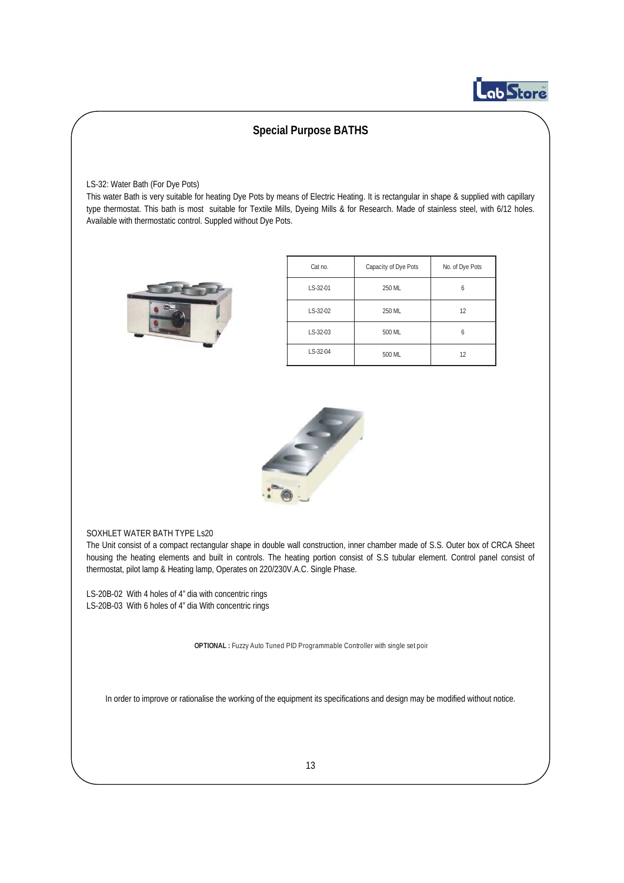## Special Purpose BATHS

LS-32: Water Bath (For Dye Pots)

This water Bath is very suitable for heating Dye Pots by means of Electric Heating. It is rectangular in shape & supplied with capillary type thermostat. This bath is most suitable for Textile Mills, Dyeing Mills & for Research. Made of stainless steel, with 6/12 holes. Available with thermostatic control. Suppled without Dye Pots.

| Cat no. | Capacity of Dye Pots | No. of Dye Pots |
|---|---|---|
| LS-32-01 | 250 ML | 6 |
| LS-32-02 | 250 ML | 12 |
| LS-32-03 | 500 ML | 6 |
| LS-32-04 | 500 ML | 12 |

SOXHLET WATER BATH TYPE Ls20

The Unit consist of a compact rectangular shape in double wall construction, inner chamber made of S.S. Outer box of CRCA Sheet housing the heating elements and built in controls. The heating portion consist of S.S tubular element. Control panel consist of thermostat, pilot lamp & Heating lamp, Operates on 220/230V.A.C. Single Phase.

LS-20B-02 With 4 holes of 4" dia with concentric rings
LS-20B-03 With 6 holes of 4" dia With concentric rings

**OPTIONAL :** Fuzzy Auto Tuned PID Programmable Controller with single set poir

In order to improve or rationalise the working of the equipment its specifications and design may be modified without notice.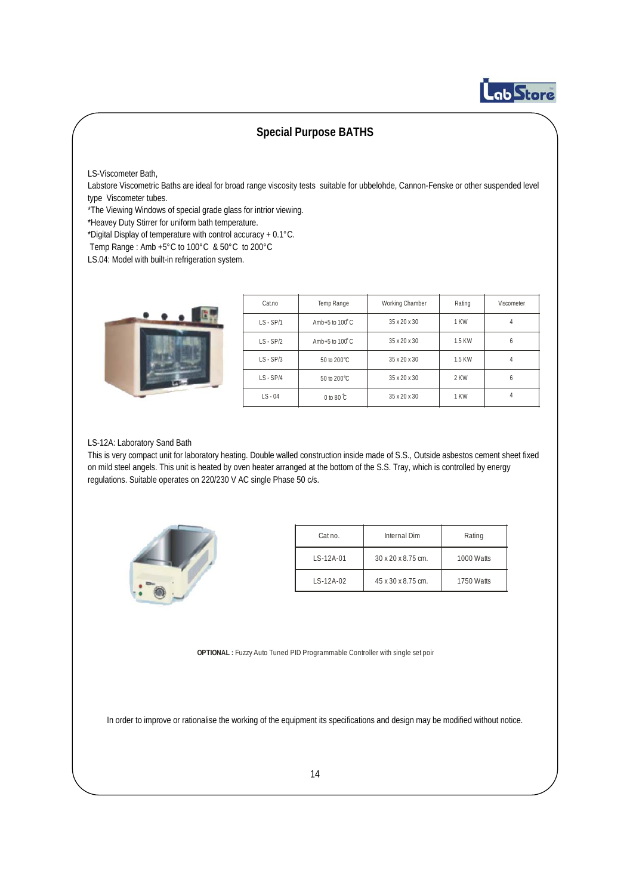## Special Purpose BATHS

LS-Viscometer Bath,

Labstore Viscometric Baths are ideal for broad range viscosity tests suitable for ubbelohde, Cannon-Fenske or other suspended level type Viscometer tubes.

*The Viewing Windows of special grade glass for intrior viewing.

*Heavey Duty Stirrer for uniform bath temperature.

*Digital Display of temperature with control accuracy + 0.1°C.

Temp Range : Amb +5°C to 100°C & 50°C to 200°C

LS.04: Model with built-in refrigeration system.

| Cat.no | Temp Range | Working Chamber | Rating | Viscometer |
|---|---|---|---|---|
| LS - SP/1 | Amb+5 to 100°C | 35 x 20 x 30 | 1 KW | 4 |
| LS - SP/2 | Amb+5 to 100°C | 35 x 20 x 30 | 1.5 KW | 6 |
| LS - SP/3 | 50 to 200°C | 35 x 20 x 30 | 1.5 KW | 4 |
| LS - SP/4 | 50 to 200°C | 35 x 20 x 30 | 2 KW | 6 |
| LS - 04 | 0 to 80°C | 35 x 20 x 30 | 1 KW | 4 |

LS-12A: Laboratory Sand Bath

This is very compact unit for laboratory heating. Double walled construction inside made of S.S., Outside asbestos cement sheet fixed on mild steel angels. This unit is heated by oven heater arranged at the bottom of the S.S. Tray, which is controlled by energy regulations. Suitable operates on 220/230 V AC single Phase 50 c/s.

| Cat no. | Internal Dim | Rating |
|---|---|---|
| LS-12A-01 | 30 x 20 x 8.75 cm. | 1000 Watts |
| LS-12A-02 | 45 x 30 x 8.75 cm. | 1750 Watts |

**OPTIONAL :** Fuzzy Auto Tuned PID Programmable Controller with single set poir

In order to improve or rationalise the working of the equipment its specifications and design may be modified without notice.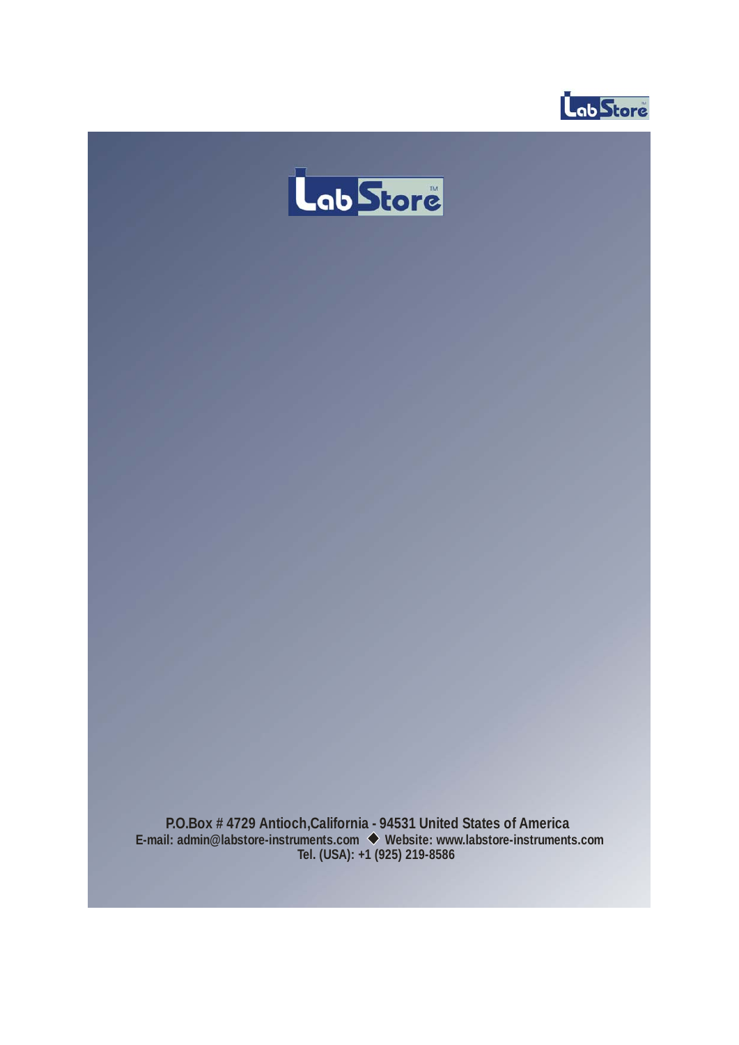LabStore™

P.O.Box # 4729 Antioch,California - 94531 United States of America
E-mail: admin@labstore-instruments.com ◆ Website: www.labstore-instruments.com
Tel. (USA): +1 (925) 219-8586